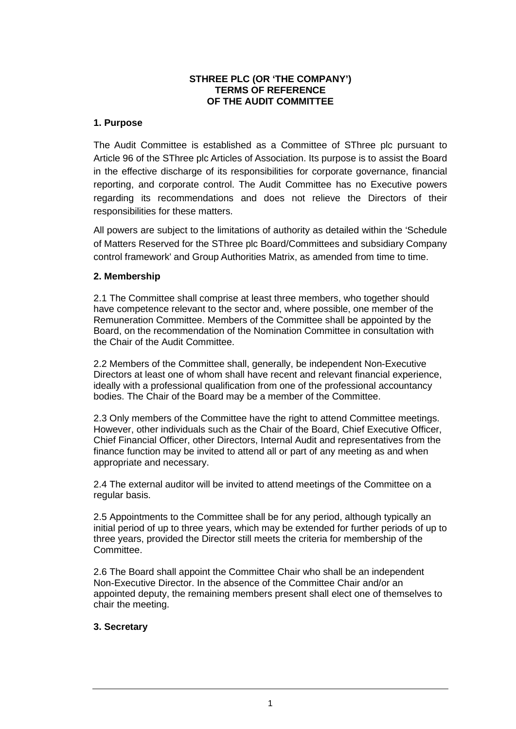**STHREE PLC (OR 'THE COMPANY')**
**TERMS OF REFERENCE**
**OF THE AUDIT COMMITTEE**

## 1. Purpose

The Audit Committee is established as a Committee of SThree plc pursuant to Article 96 of the SThree plc Articles of Association. Its purpose is to assist the Board in the effective discharge of its responsibilities for corporate governance, financial reporting, and corporate control. The Audit Committee has no Executive powers regarding its recommendations and does not relieve the Directors of their responsibilities for these matters.

All powers are subject to the limitations of authority as detailed within the 'Schedule of Matters Reserved for the SThree plc Board/Committees and subsidiary Company control framework' and Group Authorities Matrix, as amended from time to time.

## 2. Membership

2.1 The Committee shall comprise at least three members, who together should have competence relevant to the sector and, where possible, one member of the Remuneration Committee. Members of the Committee shall be appointed by the Board, on the recommendation of the Nomination Committee in consultation with the Chair of the Audit Committee.

2.2 Members of the Committee shall, generally, be independent Non-Executive Directors at least one of whom shall have recent and relevant financial experience, ideally with a professional qualification from one of the professional accountancy bodies. The Chair of the Board may be a member of the Committee.

2.3 Only members of the Committee have the right to attend Committee meetings. However, other individuals such as the Chair of the Board, Chief Executive Officer, Chief Financial Officer, other Directors, Internal Audit and representatives from the finance function may be invited to attend all or part of any meeting as and when appropriate and necessary.

2.4 The external auditor will be invited to attend meetings of the Committee on a regular basis.

2.5 Appointments to the Committee shall be for any period, although typically an initial period of up to three years, which may be extended for further periods of up to three years, provided the Director still meets the criteria for membership of the Committee.

2.6 The Board shall appoint the Committee Chair who shall be an independent Non-Executive Director. In the absence of the Committee Chair and/or an appointed deputy, the remaining members present shall elect one of themselves to chair the meeting.

## 3. Secretary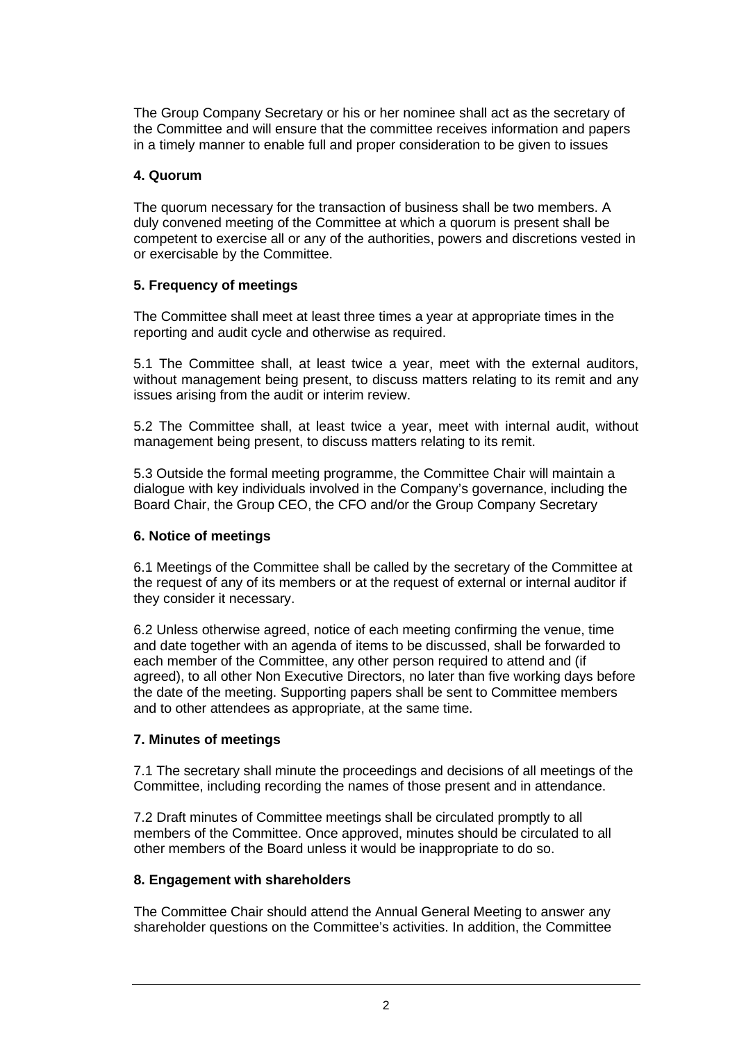The Group Company Secretary or his or her nominee shall act as the secretary of the Committee and will ensure that the committee receives information and papers in a timely manner to enable full and proper consideration to be given to issues

**4. Quorum**

The quorum necessary for the transaction of business shall be two members. A duly convened meeting of the Committee at which a quorum is present shall be competent to exercise all or any of the authorities, powers and discretions vested in or exercisable by the Committee.

**5. Frequency of meetings**

The Committee shall meet at least three times a year at appropriate times in the reporting and audit cycle and otherwise as required.

5.1 The Committee shall, at least twice a year, meet with the external auditors, without management being present, to discuss matters relating to its remit and any issues arising from the audit or interim review.

5.2 The Committee shall, at least twice a year, meet with internal audit, without management being present, to discuss matters relating to its remit.

5.3 Outside the formal meeting programme, the Committee Chair will maintain a dialogue with key individuals involved in the Company's governance, including the Board Chair, the Group CEO, the CFO and/or the Group Company Secretary

**6. Notice of meetings**

6.1 Meetings of the Committee shall be called by the secretary of the Committee at the request of any of its members or at the request of external or internal auditor if they consider it necessary.

6.2 Unless otherwise agreed, notice of each meeting confirming the venue, time and date together with an agenda of items to be discussed, shall be forwarded to each member of the Committee, any other person required to attend and (if agreed), to all other Non Executive Directors, no later than five working days before the date of the meeting. Supporting papers shall be sent to Committee members and to other attendees as appropriate, at the same time.

**7. Minutes of meetings**

7.1 The secretary shall minute the proceedings and decisions of all meetings of the Committee, including recording the names of those present and in attendance.

7.2 Draft minutes of Committee meetings shall be circulated promptly to all members of the Committee. Once approved, minutes should be circulated to all other members of the Board unless it would be inappropriate to do so.

**8. Engagement with shareholders**

The Committee Chair should attend the Annual General Meeting to answer any shareholder questions on the Committee's activities. In addition, the Committee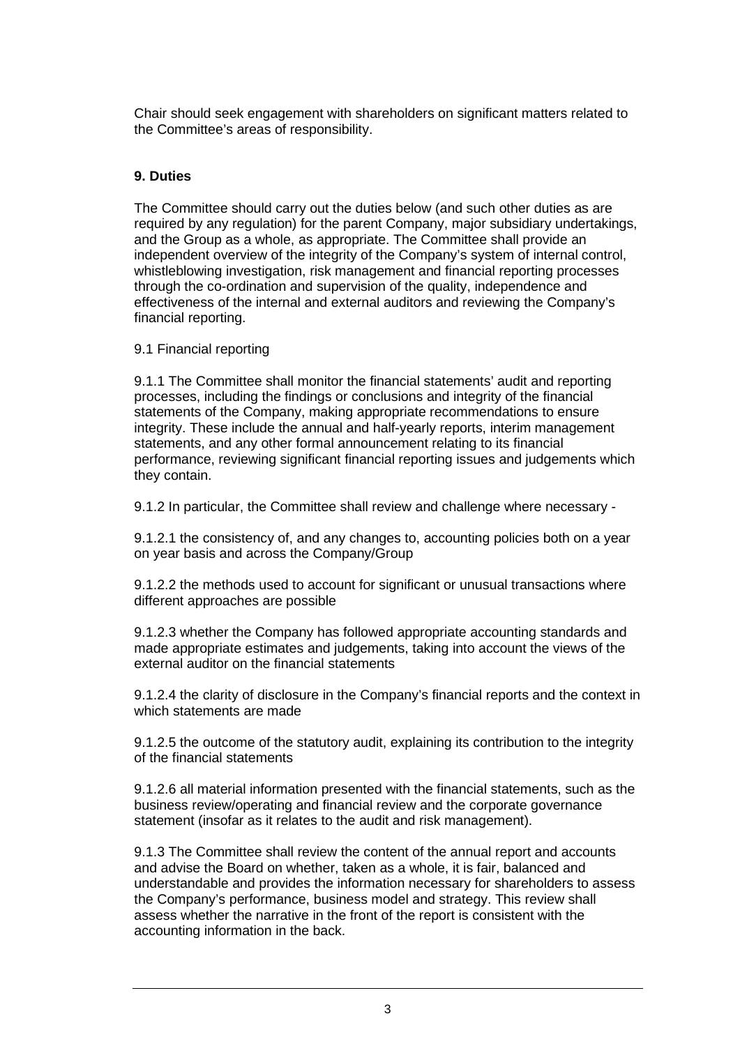Chair should seek engagement with shareholders on significant matters related to the Committee's areas of responsibility.

**9. Duties**

The Committee should carry out the duties below (and such other duties as are required by any regulation) for the parent Company, major subsidiary undertakings, and the Group as a whole, as appropriate. The Committee shall provide an independent overview of the integrity of the Company's system of internal control, whistleblowing investigation, risk management and financial reporting processes through the co-ordination and supervision of the quality, independence and effectiveness of the internal and external auditors and reviewing the Company's financial reporting.

9.1 Financial reporting

9.1.1 The Committee shall monitor the financial statements' audit and reporting processes, including the findings or conclusions and integrity of the financial statements of the Company, making appropriate recommendations to ensure integrity. These include the annual and half-yearly reports, interim management statements, and any other formal announcement relating to its financial performance, reviewing significant financial reporting issues and judgements which they contain.

9.1.2 In particular, the Committee shall review and challenge where necessary -

9.1.2.1 the consistency of, and any changes to, accounting policies both on a year on year basis and across the Company/Group

9.1.2.2 the methods used to account for significant or unusual transactions where different approaches are possible

9.1.2.3 whether the Company has followed appropriate accounting standards and made appropriate estimates and judgements, taking into account the views of the external auditor on the financial statements

9.1.2.4 the clarity of disclosure in the Company's financial reports and the context in which statements are made

9.1.2.5 the outcome of the statutory audit, explaining its contribution to the integrity of the financial statements

9.1.2.6 all material information presented with the financial statements, such as the business review/operating and financial review and the corporate governance statement (insofar as it relates to the audit and risk management).

9.1.3 The Committee shall review the content of the annual report and accounts and advise the Board on whether, taken as a whole, it is fair, balanced and understandable and provides the information necessary for shareholders to assess the Company's performance, business model and strategy. This review shall assess whether the narrative in the front of the report is consistent with the accounting information in the back.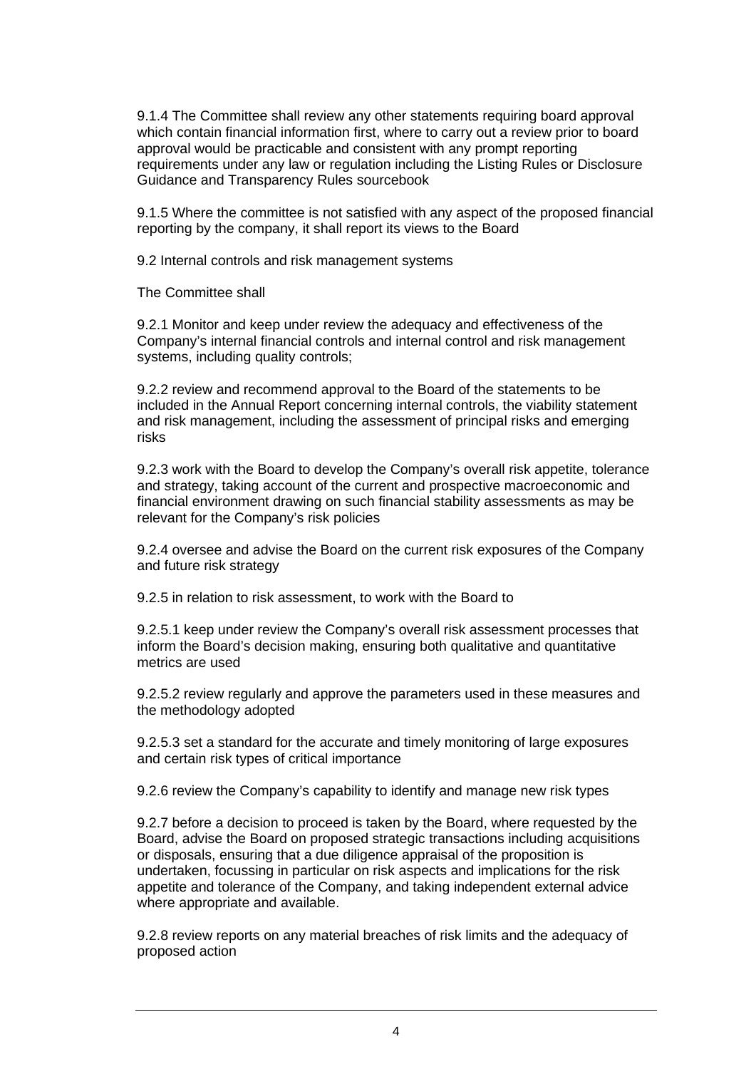9.1.4 The Committee shall review any other statements requiring board approval which contain financial information first, where to carry out a review prior to board approval would be practicable and consistent with any prompt reporting requirements under any law or regulation including the Listing Rules or Disclosure Guidance and Transparency Rules sourcebook

9.1.5 Where the committee is not satisfied with any aspect of the proposed financial reporting by the company, it shall report its views to the Board

9.2 Internal controls and risk management systems

The Committee shall

9.2.1 Monitor and keep under review the adequacy and effectiveness of the Company's internal financial controls and internal control and risk management systems, including quality controls;

9.2.2 review and recommend approval to the Board of the statements to be included in the Annual Report concerning internal controls, the viability statement and risk management, including the assessment of principal risks and emerging risks

9.2.3 work with the Board to develop the Company's overall risk appetite, tolerance and strategy, taking account of the current and prospective macroeconomic and financial environment drawing on such financial stability assessments as may be relevant for the Company's risk policies

9.2.4 oversee and advise the Board on the current risk exposures of the Company and future risk strategy

9.2.5 in relation to risk assessment, to work with the Board to

9.2.5.1 keep under review the Company's overall risk assessment processes that inform the Board's decision making, ensuring both qualitative and quantitative metrics are used

9.2.5.2 review regularly and approve the parameters used in these measures and the methodology adopted

9.2.5.3 set a standard for the accurate and timely monitoring of large exposures and certain risk types of critical importance

9.2.6 review the Company's capability to identify and manage new risk types

9.2.7 before a decision to proceed is taken by the Board, where requested by the Board, advise the Board on proposed strategic transactions including acquisitions or disposals, ensuring that a due diligence appraisal of the proposition is undertaken, focussing in particular on risk aspects and implications for the risk appetite and tolerance of the Company, and taking independent external advice where appropriate and available.

9.2.8 review reports on any material breaches of risk limits and the adequacy of proposed action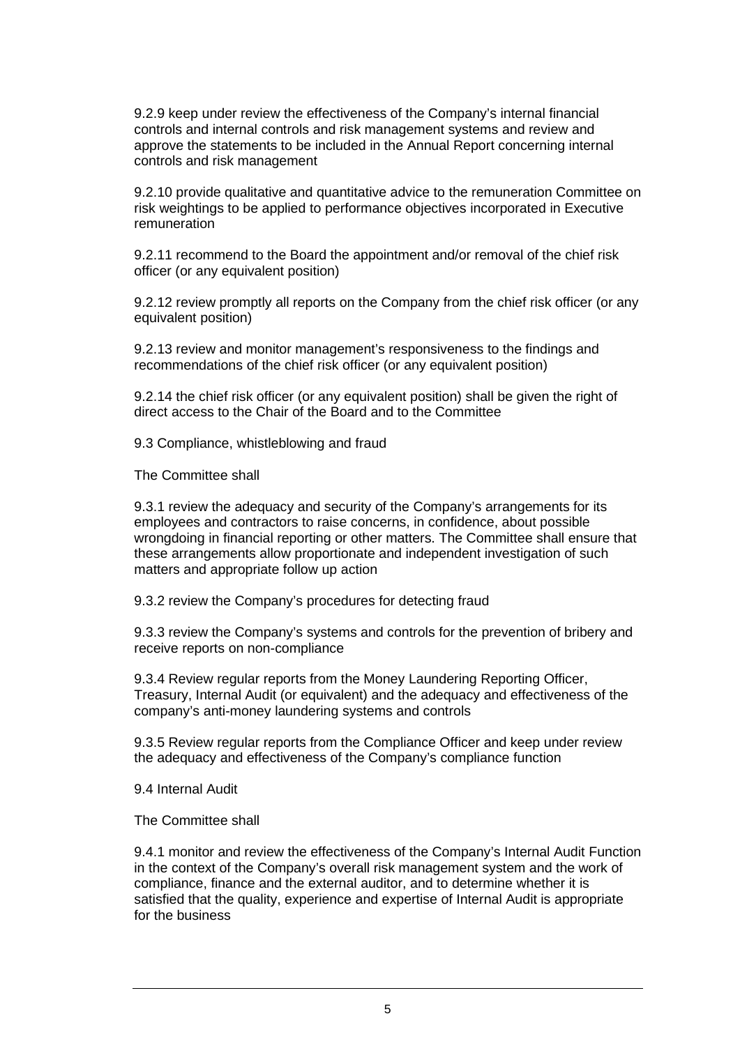9.2.9 keep under review the effectiveness of the Company's internal financial controls and internal controls and risk management systems and review and approve the statements to be included in the Annual Report concerning internal controls and risk management

9.2.10 provide qualitative and quantitative advice to the remuneration Committee on risk weightings to be applied to performance objectives incorporated in Executive remuneration

9.2.11 recommend to the Board the appointment and/or removal of the chief risk officer (or any equivalent position)

9.2.12 review promptly all reports on the Company from the chief risk officer (or any equivalent position)

9.2.13 review and monitor management's responsiveness to the findings and recommendations of the chief risk officer (or any equivalent position)

9.2.14 the chief risk officer (or any equivalent position) shall be given the right of direct access to the Chair of the Board and to the Committee

9.3 Compliance, whistleblowing and fraud

The Committee shall

9.3.1 review the adequacy and security of the Company's arrangements for its employees and contractors to raise concerns, in confidence, about possible wrongdoing in financial reporting or other matters. The Committee shall ensure that these arrangements allow proportionate and independent investigation of such matters and appropriate follow up action

9.3.2 review the Company's procedures for detecting fraud

9.3.3 review the Company's systems and controls for the prevention of bribery and receive reports on non-compliance

9.3.4 Review regular reports from the Money Laundering Reporting Officer, Treasury, Internal Audit (or equivalent) and the adequacy and effectiveness of the company's anti-money laundering systems and controls

9.3.5 Review regular reports from the Compliance Officer and keep under review the adequacy and effectiveness of the Company's compliance function

9.4 Internal Audit

The Committee shall

9.4.1 monitor and review the effectiveness of the Company's Internal Audit Function in the context of the Company's overall risk management system and the work of compliance, finance and the external auditor, and to determine whether it is satisfied that the quality, experience and expertise of Internal Audit is appropriate for the business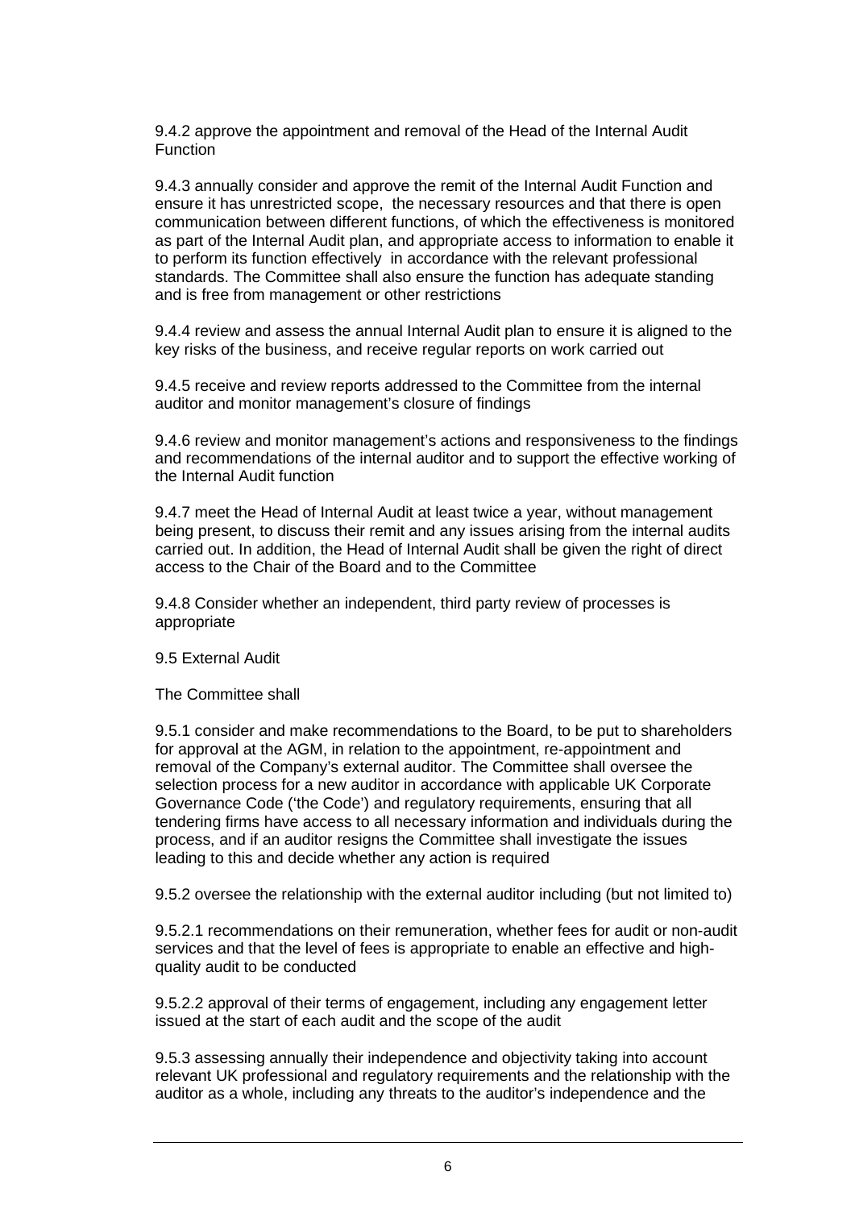9.4.2 approve the appointment and removal of the Head of the Internal Audit Function

9.4.3 annually consider and approve the remit of the Internal Audit Function and ensure it has unrestricted scope, the necessary resources and that there is open communication between different functions, of which the effectiveness is monitored as part of the Internal Audit plan, and appropriate access to information to enable it to perform its function effectively in accordance with the relevant professional standards. The Committee shall also ensure the function has adequate standing and is free from management or other restrictions

9.4.4 review and assess the annual Internal Audit plan to ensure it is aligned to the key risks of the business, and receive regular reports on work carried out

9.4.5 receive and review reports addressed to the Committee from the internal auditor and monitor management's closure of findings

9.4.6 review and monitor management's actions and responsiveness to the findings and recommendations of the internal auditor and to support the effective working of the Internal Audit function

9.4.7 meet the Head of Internal Audit at least twice a year, without management being present, to discuss their remit and any issues arising from the internal audits carried out. In addition, the Head of Internal Audit shall be given the right of direct access to the Chair of the Board and to the Committee

9.4.8 Consider whether an independent, third party review of processes is appropriate

9.5 External Audit

The Committee shall

9.5.1 consider and make recommendations to the Board, to be put to shareholders for approval at the AGM, in relation to the appointment, re-appointment and removal of the Company's external auditor. The Committee shall oversee the selection process for a new auditor in accordance with applicable UK Corporate Governance Code ('the Code') and regulatory requirements, ensuring that all tendering firms have access to all necessary information and individuals during the process, and if an auditor resigns the Committee shall investigate the issues leading to this and decide whether any action is required

9.5.2 oversee the relationship with the external auditor including (but not limited to)

9.5.2.1 recommendations on their remuneration, whether fees for audit or non-audit services and that the level of fees is appropriate to enable an effective and high-quality audit to be conducted

9.5.2.2 approval of their terms of engagement, including any engagement letter issued at the start of each audit and the scope of the audit

9.5.3 assessing annually their independence and objectivity taking into account relevant UK professional and regulatory requirements and the relationship with the auditor as a whole, including any threats to the auditor's independence and the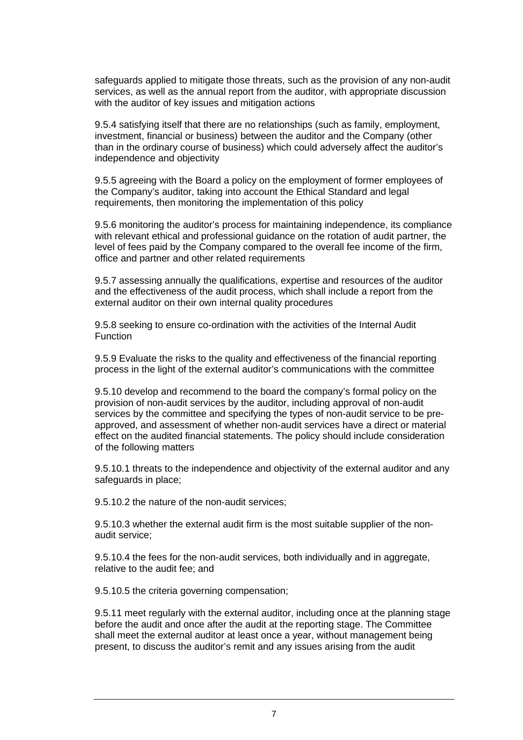safeguards applied to mitigate those threats, such as the provision of any non-audit services, as well as the annual report from the auditor, with appropriate discussion with the auditor of key issues and mitigation actions

9.5.4 satisfying itself that there are no relationships (such as family, employment, investment, financial or business) between the auditor and the Company (other than in the ordinary course of business) which could adversely affect the auditor's independence and objectivity

9.5.5 agreeing with the Board a policy on the employment of former employees of the Company's auditor, taking into account the Ethical Standard and legal requirements, then monitoring the implementation of this policy

9.5.6 monitoring the auditor's process for maintaining independence, its compliance with relevant ethical and professional guidance on the rotation of audit partner, the level of fees paid by the Company compared to the overall fee income of the firm, office and partner and other related requirements

9.5.7 assessing annually the qualifications, expertise and resources of the auditor and the effectiveness of the audit process, which shall include a report from the external auditor on their own internal quality procedures

9.5.8 seeking to ensure co-ordination with the activities of the Internal Audit Function

9.5.9 Evaluate the risks to the quality and effectiveness of the financial reporting process in the light of the external auditor's communications with the committee

9.5.10 develop and recommend to the board the company's formal policy on the provision of non-audit services by the auditor, including approval of non-audit services by the committee and specifying the types of non-audit service to be pre-approved, and assessment of whether non-audit services have a direct or material effect on the audited financial statements. The policy should include consideration of the following matters

9.5.10.1 threats to the independence and objectivity of the external auditor and any safeguards in place;

9.5.10.2 the nature of the non-audit services;

9.5.10.3 whether the external audit firm is the most suitable supplier of the non-audit service;

9.5.10.4 the fees for the non-audit services, both individually and in aggregate, relative to the audit fee; and

9.5.10.5 the criteria governing compensation;

9.5.11 meet regularly with the external auditor, including once at the planning stage before the audit and once after the audit at the reporting stage. The Committee shall meet the external auditor at least once a year, without management being present, to discuss the auditor's remit and any issues arising from the audit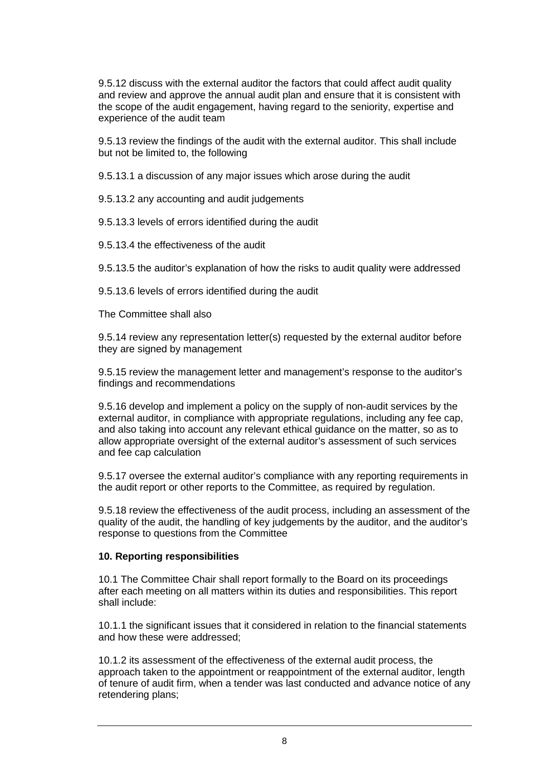9.5.12 discuss with the external auditor the factors that could affect audit quality and review and approve the annual audit plan and ensure that it is consistent with the scope of the audit engagement, having regard to the seniority, expertise and experience of the audit team

9.5.13 review the findings of the audit with the external auditor. This shall include but not be limited to, the following

9.5.13.1 a discussion of any major issues which arose during the audit

9.5.13.2 any accounting and audit judgements

9.5.13.3 levels of errors identified during the audit

9.5.13.4 the effectiveness of the audit

9.5.13.5 the auditor's explanation of how the risks to audit quality were addressed

9.5.13.6 levels of errors identified during the audit

The Committee shall also

9.5.14 review any representation letter(s) requested by the external auditor before they are signed by management

9.5.15 review the management letter and management's response to the auditor's findings and recommendations

9.5.16 develop and implement a policy on the supply of non-audit services by the external auditor, in compliance with appropriate regulations, including any fee cap, and also taking into account any relevant ethical guidance on the matter, so as to allow appropriate oversight of the external auditor's assessment of such services and fee cap calculation

9.5.17 oversee the external auditor's compliance with any reporting requirements in the audit report or other reports to the Committee, as required by regulation.

9.5.18 review the effectiveness of the audit process, including an assessment of the quality of the audit, the handling of key judgements by the auditor, and the auditor's response to questions from the Committee

**10. Reporting responsibilities**

10.1 The Committee Chair shall report formally to the Board on its proceedings after each meeting on all matters within its duties and responsibilities. This report shall include:

10.1.1 the significant issues that it considered in relation to the financial statements and how these were addressed;

10.1.2 its assessment of the effectiveness of the external audit process, the approach taken to the appointment or reappointment of the external auditor, length of tenure of audit firm, when a tender was last conducted and advance notice of any retendering plans;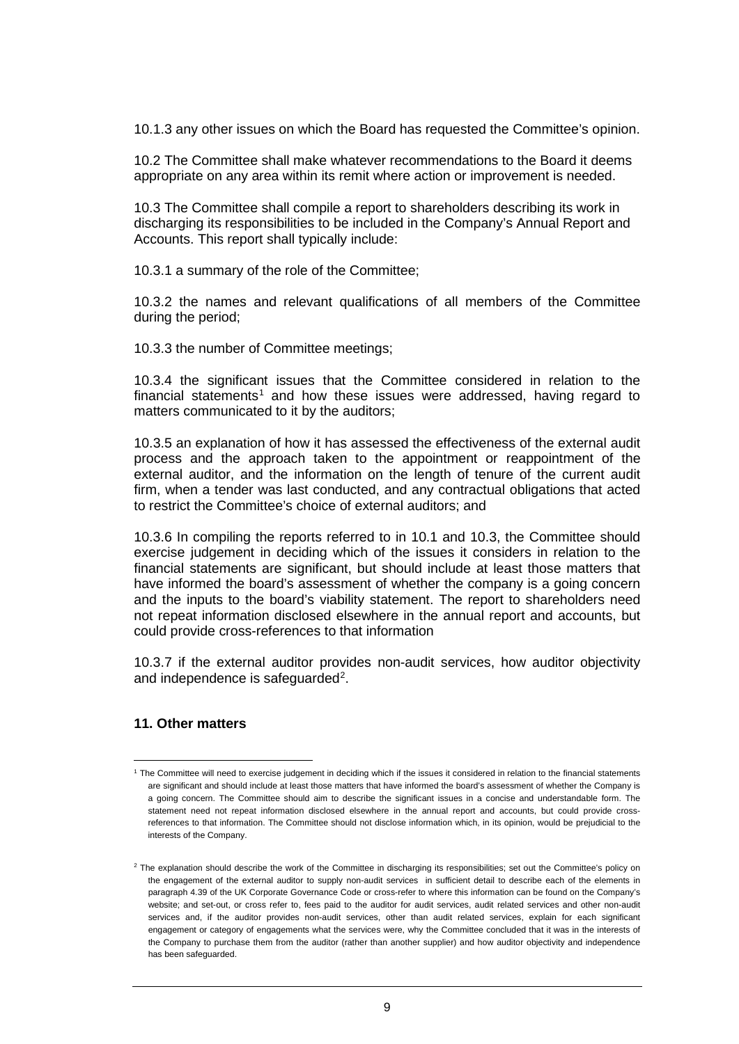10.1.3 any other issues on which the Board has requested the Committee's opinion.

10.2 The Committee shall make whatever recommendations to the Board it deems appropriate on any area within its remit where action or improvement is needed.

10.3 The Committee shall compile a report to shareholders describing its work in discharging its responsibilities to be included in the Company's Annual Report and Accounts. This report shall typically include:

10.3.1 a summary of the role of the Committee;

10.3.2 the names and relevant qualifications of all members of the Committee during the period;

10.3.3 the number of Committee meetings;

10.3.4 the significant issues that the Committee considered in relation to the financial statements[1] and how these issues were addressed, having regard to matters communicated to it by the auditors;

10.3.5 an explanation of how it has assessed the effectiveness of the external audit process and the approach taken to the appointment or reappointment of the external auditor, and the information on the length of tenure of the current audit firm, when a tender was last conducted, and any contractual obligations that acted to restrict the Committee's choice of external auditors; and

10.3.6 In compiling the reports referred to in 10.1 and 10.3, the Committee should exercise judgement in deciding which of the issues it considers in relation to the financial statements are significant, but should include at least those matters that have informed the board's assessment of whether the company is a going concern and the inputs to the board's viability statement. The report to shareholders need not repeat information disclosed elsewhere in the annual report and accounts, but could provide cross-references to that information

10.3.7 if the external auditor provides non-audit services, how auditor objectivity and independence is safeguarded[2].

**11. Other matters**

---

[1] The Committee will need to exercise judgement in deciding which if the issues it considered in relation to the financial statements are significant and should include at least those matters that have informed the board's assessment of whether the Company is a going concern. The Committee should aim to describe the significant issues in a concise and understandable form. The statement need not repeat information disclosed elsewhere in the annual report and accounts, but could provide cross-references to that information. The Committee should not disclose information which, in its opinion, would be prejudicial to the interests of the Company.

[2] The explanation should describe the work of the Committee in discharging its responsibilities; set out the Committee's policy on the engagement of the external auditor to supply non-audit services in sufficient detail to describe each of the elements in paragraph 4.39 of the UK Corporate Governance Code or cross-refer to where this information can be found on the Company's website; and set-out, or cross refer to, fees paid to the auditor for audit services, audit related services and other non-audit services and, if the auditor provides non-audit services, other than audit related services, explain for each significant engagement or category of engagements what the services were, why the Committee concluded that it was in the interests of the Company to purchase them from the auditor (rather than another supplier) and how auditor objectivity and independence has been safeguarded.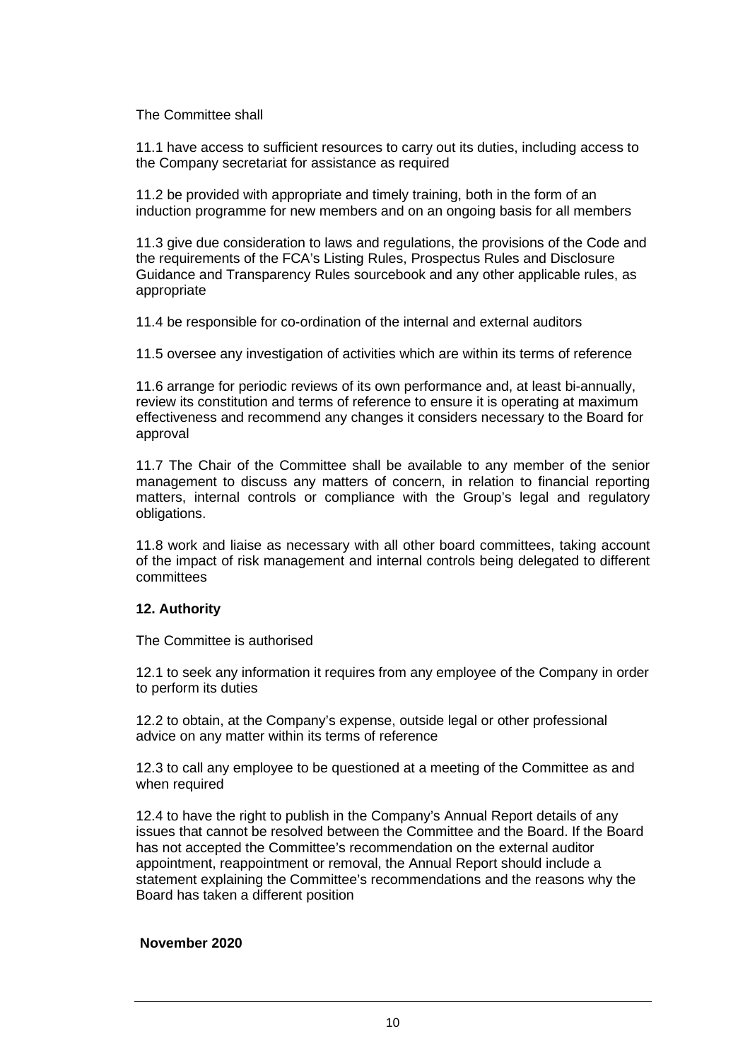The Committee shall

11.1 have access to sufficient resources to carry out its duties, including access to the Company secretariat for assistance as required

11.2 be provided with appropriate and timely training, both in the form of an induction programme for new members and on an ongoing basis for all members

11.3 give due consideration to laws and regulations, the provisions of the Code and the requirements of the FCA's Listing Rules, Prospectus Rules and Disclosure Guidance and Transparency Rules sourcebook and any other applicable rules, as appropriate

11.4 be responsible for co-ordination of the internal and external auditors

11.5 oversee any investigation of activities which are within its terms of reference

11.6 arrange for periodic reviews of its own performance and, at least bi-annually, review its constitution and terms of reference to ensure it is operating at maximum effectiveness and recommend any changes it considers necessary to the Board for approval

11.7 The Chair of the Committee shall be available to any member of the senior management to discuss any matters of concern, in relation to financial reporting matters, internal controls or compliance with the Group's legal and regulatory obligations.

11.8 work and liaise as necessary with all other board committees, taking account of the impact of risk management and internal controls being delegated to different committees

**12. Authority**

The Committee is authorised

12.1 to seek any information it requires from any employee of the Company in order to perform its duties

12.2 to obtain, at the Company's expense, outside legal or other professional advice on any matter within its terms of reference

12.3 to call any employee to be questioned at a meeting of the Committee as and when required

12.4 to have the right to publish in the Company's Annual Report details of any issues that cannot be resolved between the Committee and the Board. If the Board has not accepted the Committee's recommendation on the external auditor appointment, reappointment or removal, the Annual Report should include a statement explaining the Committee's recommendations and the reasons why the Board has taken a different position

**November 2020**